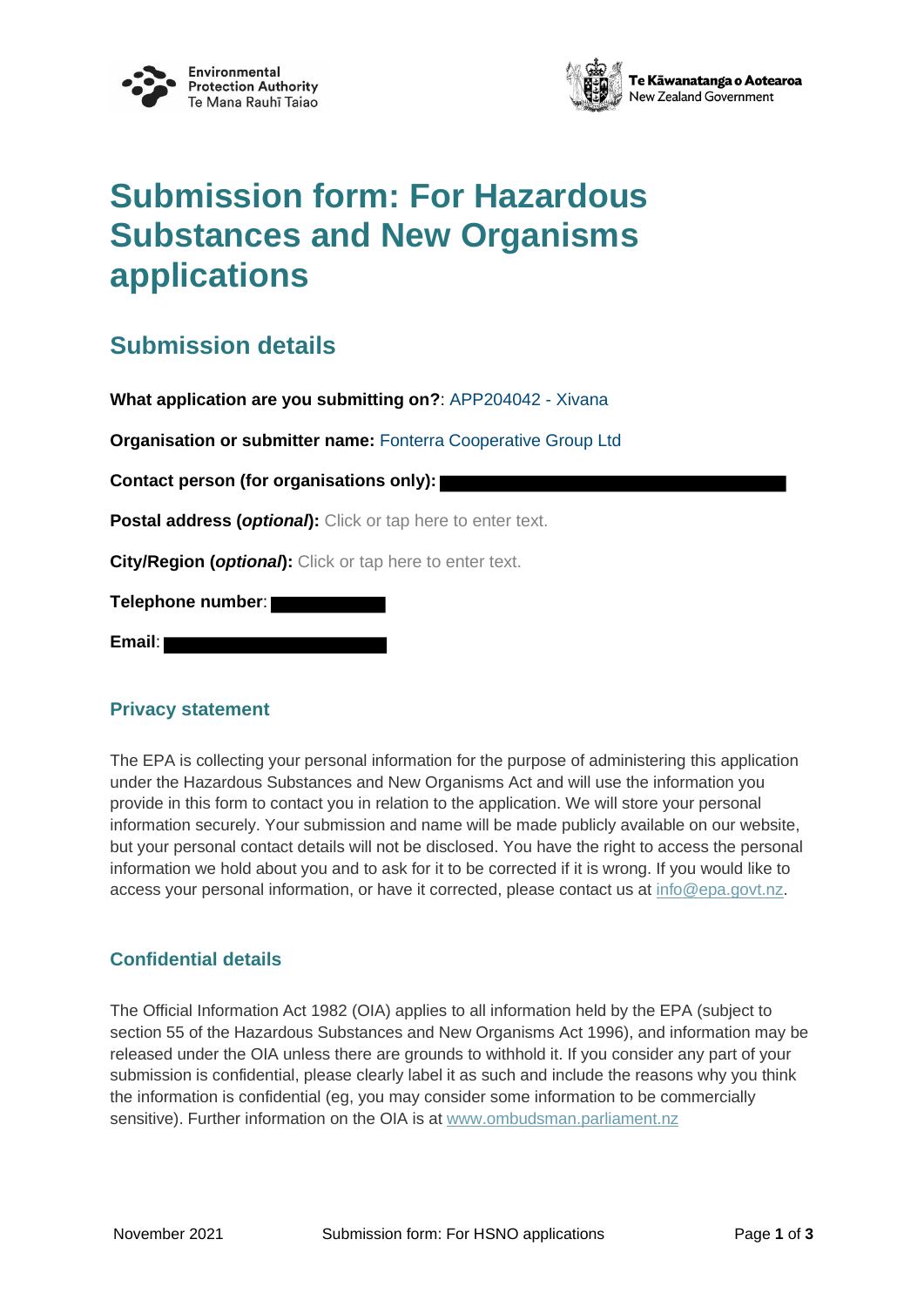Environmental Protection Authority
Te Mana Rauhī Taiao

Te Kāwanatanga o Aotearoa
New Zealand Government

# Submission form: For Hazardous Substances and New Organisms applications

## Submission details

**What application are you submitting on?**: APP204042 - Xivana

**Organisation or submitter name:** Fonterra Cooperative Group Ltd

**Contact person (for organisations only):** 

**Postal address (*optional*):** Click or tap here to enter text.

**City/Region (*optional*):** Click or tap here to enter text.

**Telephone number**: 

**Email**: 

### Privacy statement

The EPA is collecting your personal information for the purpose of administering this application under the Hazardous Substances and New Organisms Act and will use the information you provide in this form to contact you in relation to the application. We will store your personal information securely. Your submission and name will be made publicly available on our website, but your personal contact details will not be disclosed. You have the right to access the personal information we hold about you and to ask for it to be corrected if it is wrong. If you would like to access your personal information, or have it corrected, please contact us at info@epa.govt.nz.

### Confidential details

The Official Information Act 1982 (OIA) applies to all information held by the EPA (subject to section 55 of the Hazardous Substances and New Organisms Act 1996), and information may be released under the OIA unless there are grounds to withhold it. If you consider any part of your submission is confidential, please clearly label it as such and include the reasons why you think the information is confidential (eg, you may consider some information to be commercially sensitive). Further information on the OIA is at www.ombudsman.parliament.nz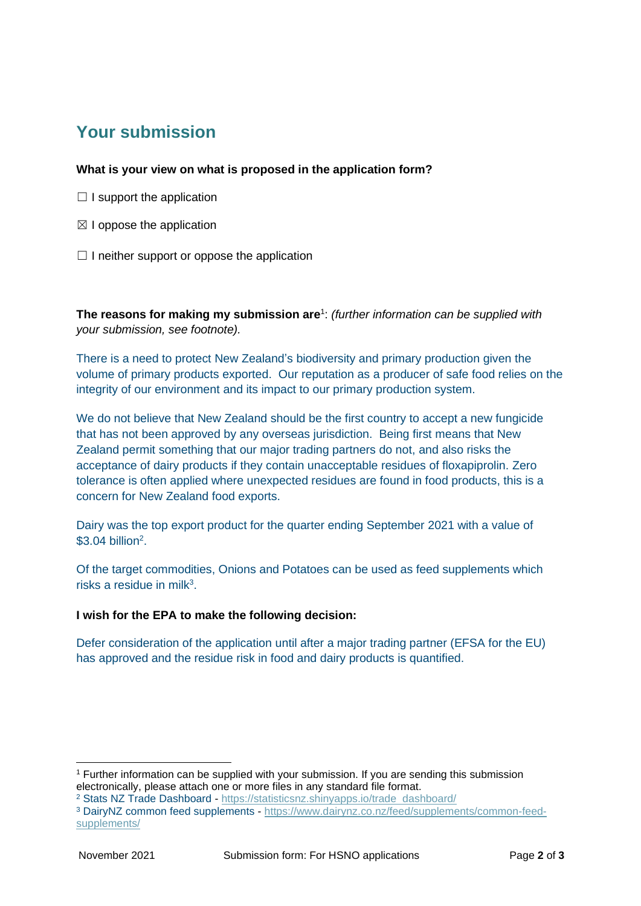## Your submission

**What is your view on what is proposed in the application form?**

☐ I support the application

☒ I oppose the application

☐ I neither support or oppose the application

**The reasons for making my submission are**[1]: *(further information can be supplied with your submission, see footnote).*

There is a need to protect New Zealand's biodiversity and primary production given the volume of primary products exported. Our reputation as a producer of safe food relies on the integrity of our environment and its impact to our primary production system.

We do not believe that New Zealand should be the first country to accept a new fungicide that has not been approved by any overseas jurisdiction. Being first means that New Zealand permit something that our major trading partners do not, and also risks the acceptance of dairy products if they contain unacceptable residues of floxapiprolin. Zero tolerance is often applied where unexpected residues are found in food products, this is a concern for New Zealand food exports.

Dairy was the top export product for the quarter ending September 2021 with a value of \$3.04 billion[2].

Of the target commodities, Onions and Potatoes can be used as feed supplements which risks a residue in milk[3].

**I wish for the EPA to make the following decision:**

Defer consideration of the application until after a major trading partner (EFSA for the EU) has approved and the residue risk in food and dairy products is quantified.

---

[1] Further information can be supplied with your submission. If you are sending this submission electronically, please attach one or more files in any standard file format.

[2] Stats NZ Trade Dashboard - https://statisticsnz.shinyapps.io/trade_dashboard/

[3] DairyNZ common feed supplements - https://www.dairynz.co.nz/feed/supplements/common-feed-supplements/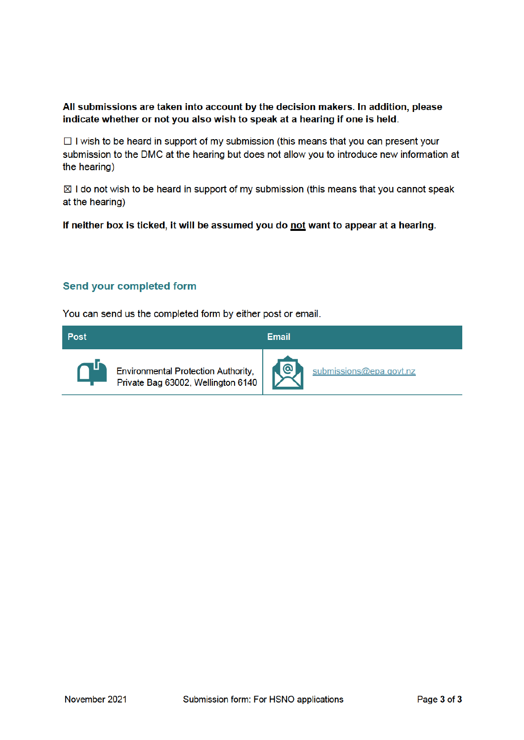**All submissions are taken into account by the decision makers. In addition, please indicate whether or not you also wish to speak at a hearing if one is held.**

☐ I wish to be heard in support of my submission (this means that you can present your submission to the DMC at the hearing but does not allow you to introduce new information at the hearing)

☒ I do not wish to be heard in support of my submission (this means that you cannot speak at the hearing)

**If neither box is ticked, it will be assumed you do not want to appear at a hearing.**

## Send your completed form

You can send us the completed form by either post or email.

| Post | Email |
| --- | --- |
| Environmental Protection Authority, Private Bag 63002, Wellington 6140 | submissions@epa.govt.nz |